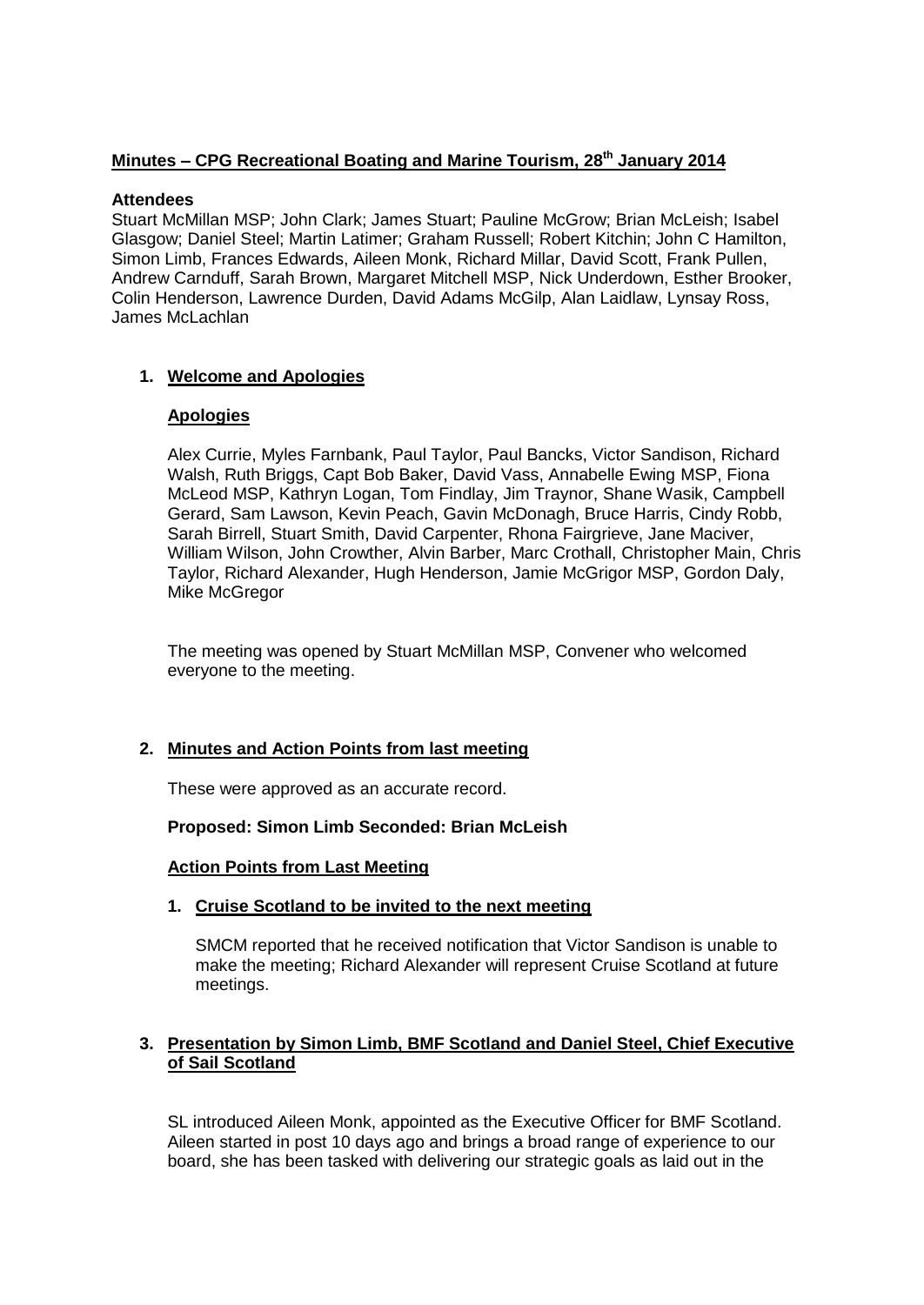**Minutes – CPG Recreational Boating and Marine Tourism, 28th January 2014**

**Attendees**

Stuart McMillan MSP; John Clark; James Stuart; Pauline McGrow; Brian McLeish; Isabel Glasgow; Daniel Steel; Martin Latimer; Graham Russell; Robert Kitchin; John C Hamilton, Simon Limb, Frances Edwards, Aileen Monk, Richard Millar, David Scott, Frank Pullen, Andrew Carnduff, Sarah Brown, Margaret Mitchell MSP, Nick Underdown, Esther Brooker, Colin Henderson, Lawrence Durden, David Adams McGilp, Alan Laidlaw, Lynsay Ross, James McLachlan

1. **Welcome and Apologies**

   **Apologies**

   Alex Currie, Myles Farnbank, Paul Taylor, Paul Bancks, Victor Sandison, Richard Walsh, Ruth Briggs, Capt Bob Baker, David Vass, Annabelle Ewing MSP, Fiona McLeod MSP, Kathryn Logan, Tom Findlay, Jim Traynor, Shane Wasik, Campbell Gerard, Sam Lawson, Kevin Peach, Gavin McDonagh, Bruce Harris, Cindy Robb, Sarah Birrell, Stuart Smith, David Carpenter, Rhona Fairgrieve, Jane Maciver, William Wilson, John Crowther, Alvin Barber, Marc Crothall, Christopher Main, Chris Taylor, Richard Alexander, Hugh Henderson, Jamie McGrigor MSP, Gordon Daly, Mike McGregor

   The meeting was opened by Stuart McMillan MSP, Convener who welcomed everyone to the meeting.

2. **Minutes and Action Points from last meeting**

   These were approved as an accurate record.

   **Proposed: Simon Limb Seconded: Brian McLeish**

   **Action Points from Last Meeting**

   1. **Cruise Scotland to be invited to the next meeting**

      SMCM reported that he received notification that Victor Sandison is unable to make the meeting; Richard Alexander will represent Cruise Scotland at future meetings.

3. **Presentation by Simon Limb, BMF Scotland and Daniel Steel, Chief Executive of Sail Scotland**

   SL introduced Aileen Monk, appointed as the Executive Officer for BMF Scotland. Aileen started in post 10 days ago and brings a broad range of experience to our board, she has been tasked with delivering our strategic goals as laid out in the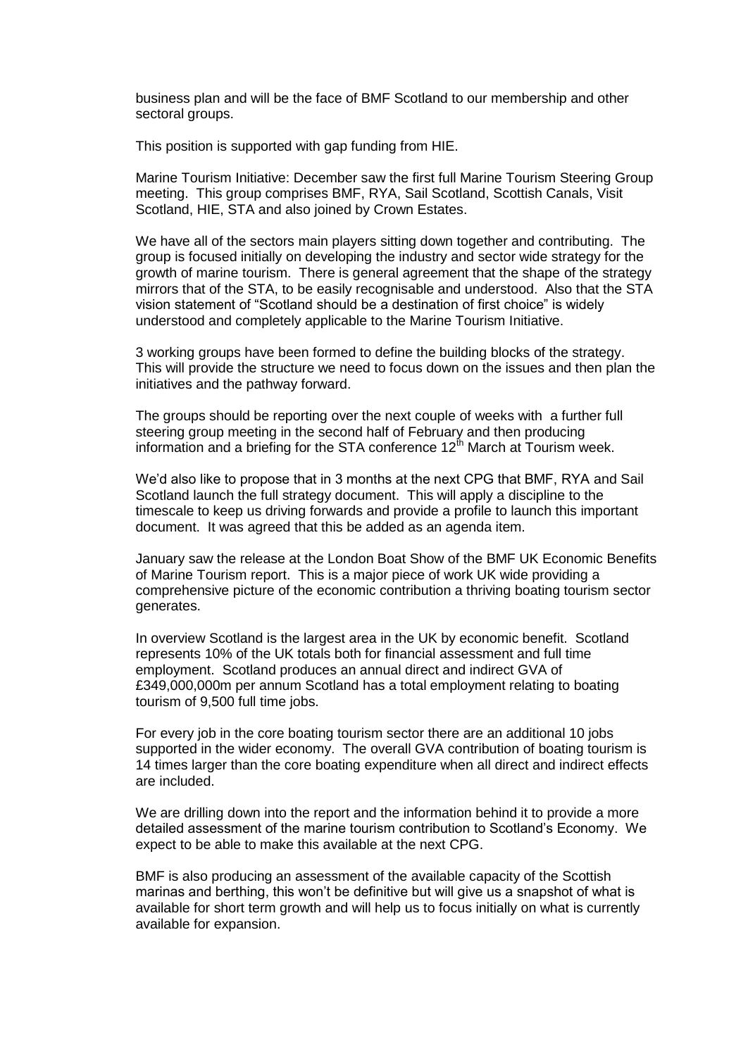business plan and will be the face of BMF Scotland to our membership and other sectoral groups.

This position is supported with gap funding from HIE.

Marine Tourism Initiative: December saw the first full Marine Tourism Steering Group meeting. This group comprises BMF, RYA, Sail Scotland, Scottish Canals, Visit Scotland, HIE, STA and also joined by Crown Estates.

We have all of the sectors main players sitting down together and contributing. The group is focused initially on developing the industry and sector wide strategy for the growth of marine tourism. There is general agreement that the shape of the strategy mirrors that of the STA, to be easily recognisable and understood. Also that the STA vision statement of "Scotland should be a destination of first choice" is widely understood and completely applicable to the Marine Tourism Initiative.

3 working groups have been formed to define the building blocks of the strategy. This will provide the structure we need to focus down on the issues and then plan the initiatives and the pathway forward.

The groups should be reporting over the next couple of weeks with a further full steering group meeting in the second half of February and then producing information and a briefing for the STA conference 12th March at Tourism week.

We'd also like to propose that in 3 months at the next CPG that BMF, RYA and Sail Scotland launch the full strategy document. This will apply a discipline to the timescale to keep us driving forwards and provide a profile to launch this important document. It was agreed that this be added as an agenda item.

January saw the release at the London Boat Show of the BMF UK Economic Benefits of Marine Tourism report. This is a major piece of work UK wide providing a comprehensive picture of the economic contribution a thriving boating tourism sector generates.

In overview Scotland is the largest area in the UK by economic benefit. Scotland represents 10% of the UK totals both for financial assessment and full time employment. Scotland produces an annual direct and indirect GVA of £349,000,000m per annum Scotland has a total employment relating to boating tourism of 9,500 full time jobs.

For every job in the core boating tourism sector there are an additional 10 jobs supported in the wider economy. The overall GVA contribution of boating tourism is 14 times larger than the core boating expenditure when all direct and indirect effects are included.

We are drilling down into the report and the information behind it to provide a more detailed assessment of the marine tourism contribution to Scotland's Economy. We expect to be able to make this available at the next CPG.

BMF is also producing an assessment of the available capacity of the Scottish marinas and berthing, this won't be definitive but will give us a snapshot of what is available for short term growth and will help us to focus initially on what is currently available for expansion.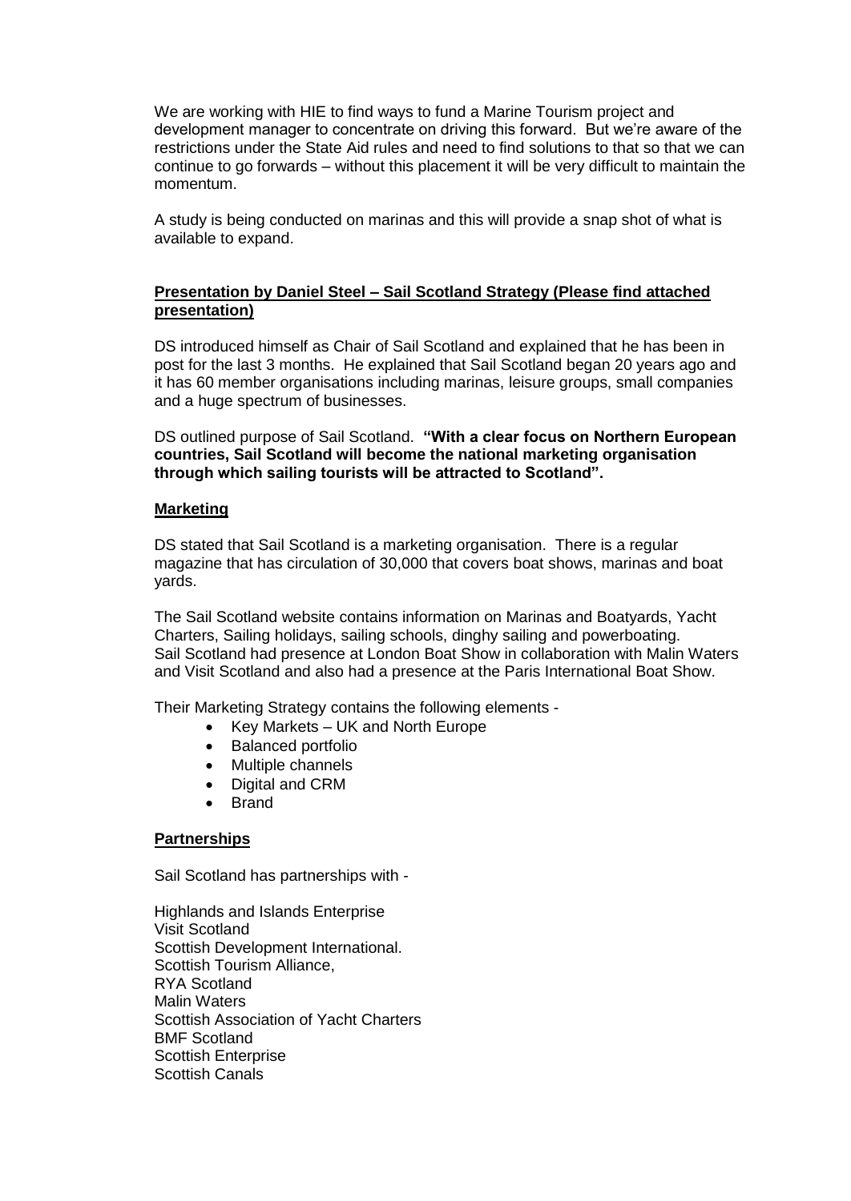We are working with HIE to find ways to fund a Marine Tourism project and development manager to concentrate on driving this forward. But we're aware of the restrictions under the State Aid rules and need to find solutions to that so that we can continue to go forwards – without this placement it will be very difficult to maintain the momentum.

A study is being conducted on marinas and this will provide a snap shot of what is available to expand.

**Presentation by Daniel Steel – Sail Scotland Strategy (Please find attached presentation)**

DS introduced himself as Chair of Sail Scotland and explained that he has been in post for the last 3 months. He explained that Sail Scotland began 20 years ago and it has 60 member organisations including marinas, leisure groups, small companies and a huge spectrum of businesses.

DS outlined purpose of Sail Scotland. **"With a clear focus on Northern European countries, Sail Scotland will become the national marketing organisation through which sailing tourists will be attracted to Scotland".**

**Marketing**

DS stated that Sail Scotland is a marketing organisation. There is a regular magazine that has circulation of 30,000 that covers boat shows, marinas and boat yards.

The Sail Scotland website contains information on Marinas and Boatyards, Yacht Charters, Sailing holidays, sailing schools, dinghy sailing and powerboating. Sail Scotland had presence at London Boat Show in collaboration with Malin Waters and Visit Scotland and also had a presence at the Paris International Boat Show.

Their Marketing Strategy contains the following elements -

- Key Markets – UK and North Europe
- Balanced portfolio
- Multiple channels
- Digital and CRM
- Brand

**Partnerships**

Sail Scotland has partnerships with -

Highlands and Islands Enterprise
Visit Scotland
Scottish Development International.
Scottish Tourism Alliance,
RYA Scotland
Malin Waters
Scottish Association of Yacht Charters
BMF Scotland
Scottish Enterprise
Scottish Canals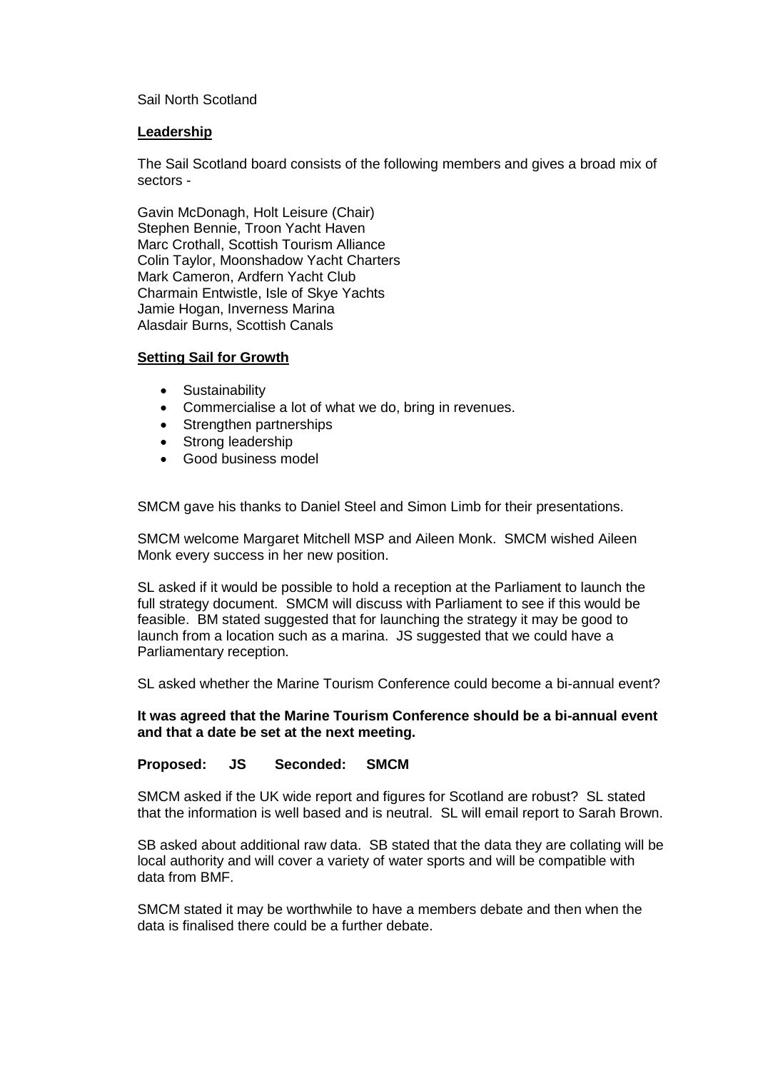Sail North Scotland

**Leadership**

The Sail Scotland board consists of the following members and gives a broad mix of sectors -

Gavin McDonagh, Holt Leisure (Chair)
Stephen Bennie, Troon Yacht Haven
Marc Crothall, Scottish Tourism Alliance
Colin Taylor, Moonshadow Yacht Charters
Mark Cameron, Ardfern Yacht Club
Charmain Entwistle, Isle of Skye Yachts
Jamie Hogan, Inverness Marina
Alasdair Burns, Scottish Canals

**Setting Sail for Growth**

- Sustainability
- Commercialise a lot of what we do, bring in revenues.
- Strengthen partnerships
- Strong leadership
- Good business model

SMCM gave his thanks to Daniel Steel and Simon Limb for their presentations.

SMCM welcome Margaret Mitchell MSP and Aileen Monk. SMCM wished Aileen Monk every success in her new position.

SL asked if it would be possible to hold a reception at the Parliament to launch the full strategy document. SMCM will discuss with Parliament to see if this would be feasible. BM stated suggested that for launching the strategy it may be good to launch from a location such as a marina. JS suggested that we could have a Parliamentary reception.

SL asked whether the Marine Tourism Conference could become a bi-annual event?

**It was agreed that the Marine Tourism Conference should be a bi-annual event and that a date be set at the next meeting.**

**Proposed: JS Seconded: SMCM**

SMCM asked if the UK wide report and figures for Scotland are robust? SL stated that the information is well based and is neutral. SL will email report to Sarah Brown.

SB asked about additional raw data. SB stated that the data they are collating will be local authority and will cover a variety of water sports and will be compatible with data from BMF.

SMCM stated it may be worthwhile to have a members debate and then when the data is finalised there could be a further debate.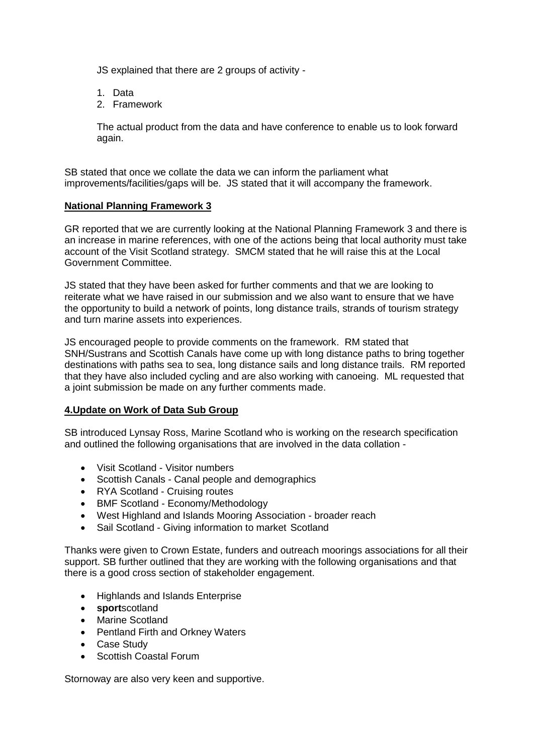JS explained that there are 2 groups of activity -

1. Data
2. Framework

The actual product from the data and have conference to enable us to look forward again.

SB stated that once we collate the data we can inform the parliament what improvements/facilities/gaps will be. JS stated that it will accompany the framework.

**National Planning Framework 3**

GR reported that we are currently looking at the National Planning Framework 3 and there is an increase in marine references, with one of the actions being that local authority must take account of the Visit Scotland strategy. SMCM stated that he will raise this at the Local Government Committee.

JS stated that they have been asked for further comments and that we are looking to reiterate what we have raised in our submission and we also want to ensure that we have the opportunity to build a network of points, long distance trails, strands of tourism strategy and turn marine assets into experiences.

JS encouraged people to provide comments on the framework. RM stated that SNH/Sustrans and Scottish Canals have come up with long distance paths to bring together destinations with paths sea to sea, long distance sails and long distance trails. RM reported that they have also included cycling and are also working with canoeing. ML requested that a joint submission be made on any further comments made.

**4.Update on Work of Data Sub Group**

SB introduced Lynsay Ross, Marine Scotland who is working on the research specification and outlined the following organisations that are involved in the data collation -

- Visit Scotland - Visitor numbers
- Scottish Canals - Canal people and demographics
- RYA Scotland - Cruising routes
- BMF Scotland - Economy/Methodology
- West Highland and Islands Mooring Association - broader reach
- Sail Scotland - Giving information to market Scotland

Thanks were given to Crown Estate, funders and outreach moorings associations for all their support. SB further outlined that they are working with the following organisations and that there is a good cross section of stakeholder engagement.

- Highlands and Islands Enterprise
- **sport**scotland
- Marine Scotland
- Pentland Firth and Orkney Waters
- Case Study
- Scottish Coastal Forum

Stornoway are also very keen and supportive.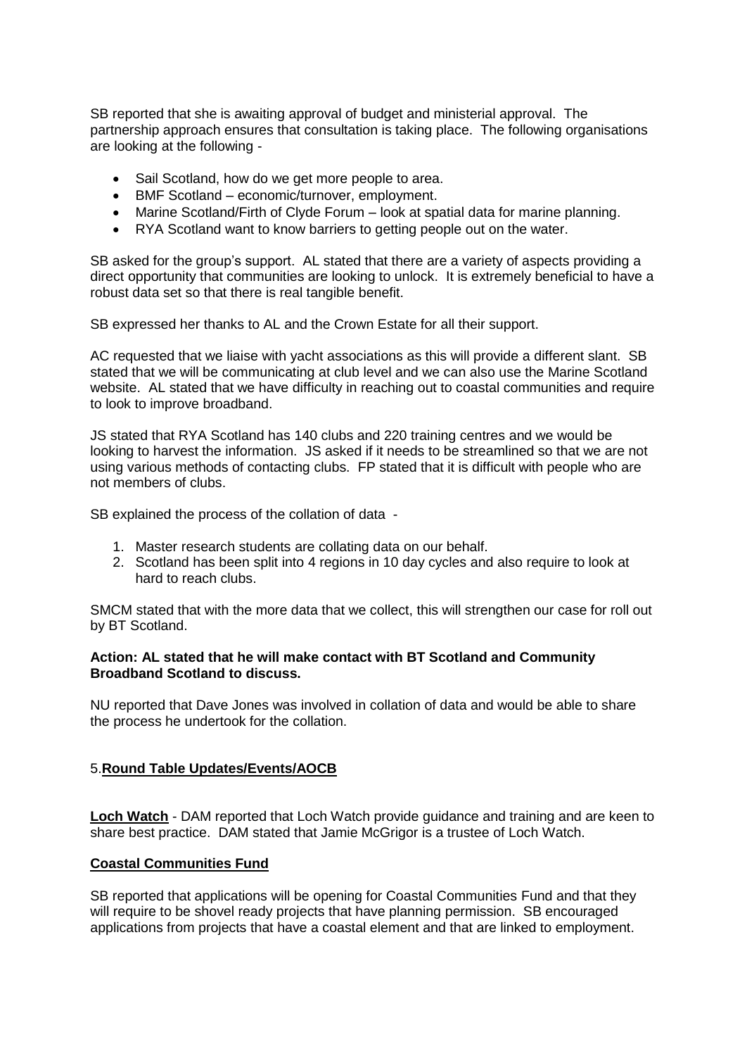SB reported that she is awaiting approval of budget and ministerial approval. The partnership approach ensures that consultation is taking place. The following organisations are looking at the following -

- Sail Scotland, how do we get more people to area.
- BMF Scotland – economic/turnover, employment.
- Marine Scotland/Firth of Clyde Forum – look at spatial data for marine planning.
- RYA Scotland want to know barriers to getting people out on the water.

SB asked for the group's support. AL stated that there are a variety of aspects providing a direct opportunity that communities are looking to unlock. It is extremely beneficial to have a robust data set so that there is real tangible benefit.

SB expressed her thanks to AL and the Crown Estate for all their support.

AC requested that we liaise with yacht associations as this will provide a different slant. SB stated that we will be communicating at club level and we can also use the Marine Scotland website. AL stated that we have difficulty in reaching out to coastal communities and require to look to improve broadband.

JS stated that RYA Scotland has 140 clubs and 220 training centres and we would be looking to harvest the information. JS asked if it needs to be streamlined so that we are not using various methods of contacting clubs. FP stated that it is difficult with people who are not members of clubs.

SB explained the process of the collation of data -

1. Master research students are collating data on our behalf.
2. Scotland has been split into 4 regions in 10 day cycles and also require to look at hard to reach clubs.

SMCM stated that with the more data that we collect, this will strengthen our case for roll out by BT Scotland.

**Action: AL stated that he will make contact with BT Scotland and Community Broadband Scotland to discuss.**

NU reported that Dave Jones was involved in collation of data and would be able to share the process he undertook for the collation.

## 5. Round Table Updates/Events/AOCB

**Loch Watch** - DAM reported that Loch Watch provide guidance and training and are keen to share best practice. DAM stated that Jamie McGrigor is a trustee of Loch Watch.

### Coastal Communities Fund

SB reported that applications will be opening for Coastal Communities Fund and that they will require to be shovel ready projects that have planning permission. SB encouraged applications from projects that have a coastal element and that are linked to employment.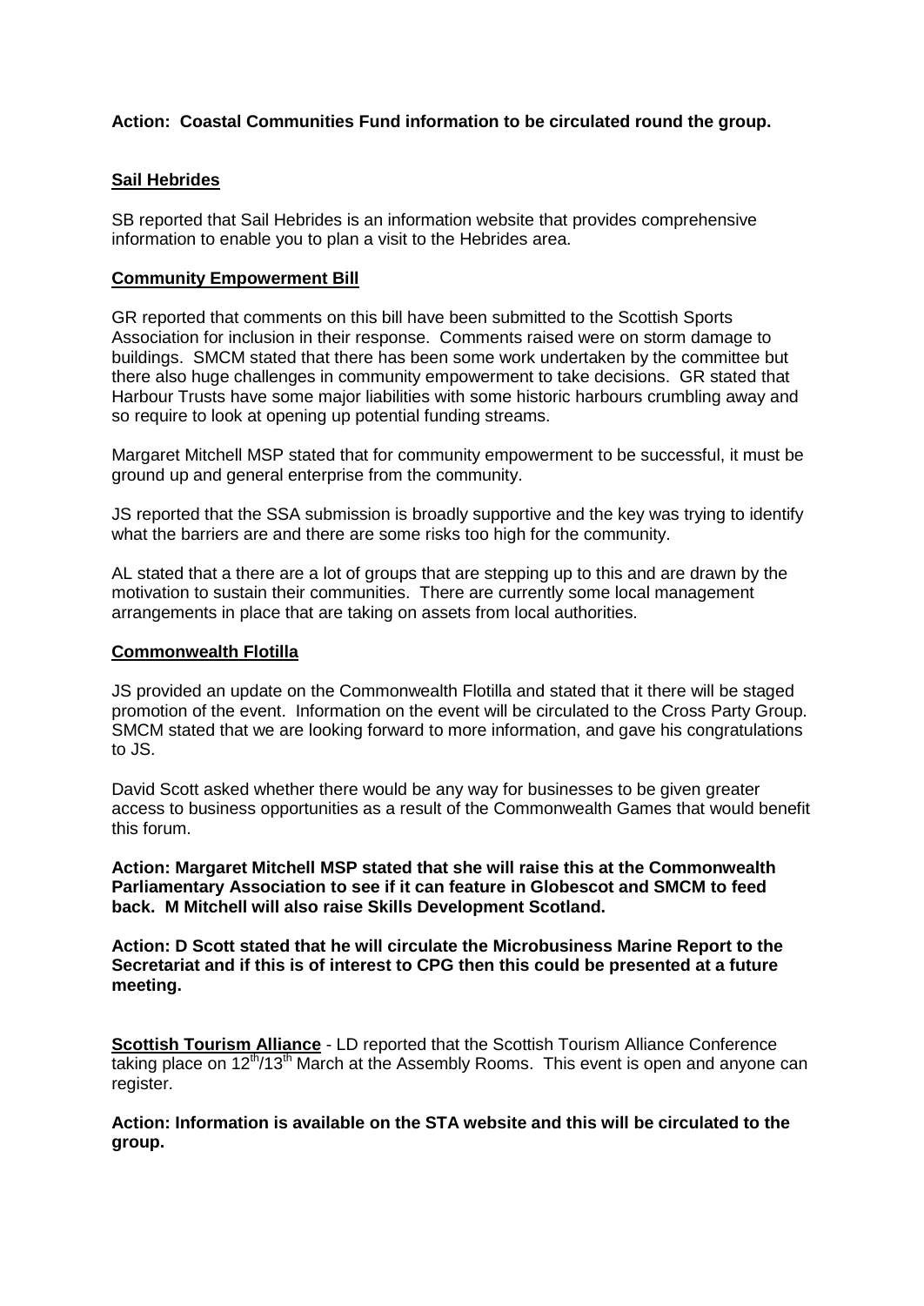**Action: Coastal Communities Fund information to be circulated round the group.**

**Sail Hebrides**

SB reported that Sail Hebrides is an information website that provides comprehensive information to enable you to plan a visit to the Hebrides area.

**Community Empowerment Bill**

GR reported that comments on this bill have been submitted to the Scottish Sports Association for inclusion in their response. Comments raised were on storm damage to buildings. SMCM stated that there has been some work undertaken by the committee but there also huge challenges in community empowerment to take decisions. GR stated that Harbour Trusts have some major liabilities with some historic harbours crumbling away and so require to look at opening up potential funding streams.

Margaret Mitchell MSP stated that for community empowerment to be successful, it must be ground up and general enterprise from the community.

JS reported that the SSA submission is broadly supportive and the key was trying to identify what the barriers are and there are some risks too high for the community.

AL stated that a there are a lot of groups that are stepping up to this and are drawn by the motivation to sustain their communities. There are currently some local management arrangements in place that are taking on assets from local authorities.

**Commonwealth Flotilla**

JS provided an update on the Commonwealth Flotilla and stated that it there will be staged promotion of the event. Information on the event will be circulated to the Cross Party Group. SMCM stated that we are looking forward to more information, and gave his congratulations to JS.

David Scott asked whether there would be any way for businesses to be given greater access to business opportunities as a result of the Commonwealth Games that would benefit this forum.

**Action: Margaret Mitchell MSP stated that she will raise this at the Commonwealth Parliamentary Association to see if it can feature in Globescot and SMCM to feed back. M Mitchell will also raise Skills Development Scotland.**

**Action: D Scott stated that he will circulate the Microbusiness Marine Report to the Secretariat and if this is of interest to CPG then this could be presented at a future meeting.**

**Scottish Tourism Alliance** - LD reported that the Scottish Tourism Alliance Conference taking place on 12th/13th March at the Assembly Rooms. This event is open and anyone can register.

**Action: Information is available on the STA website and this will be circulated to the group.**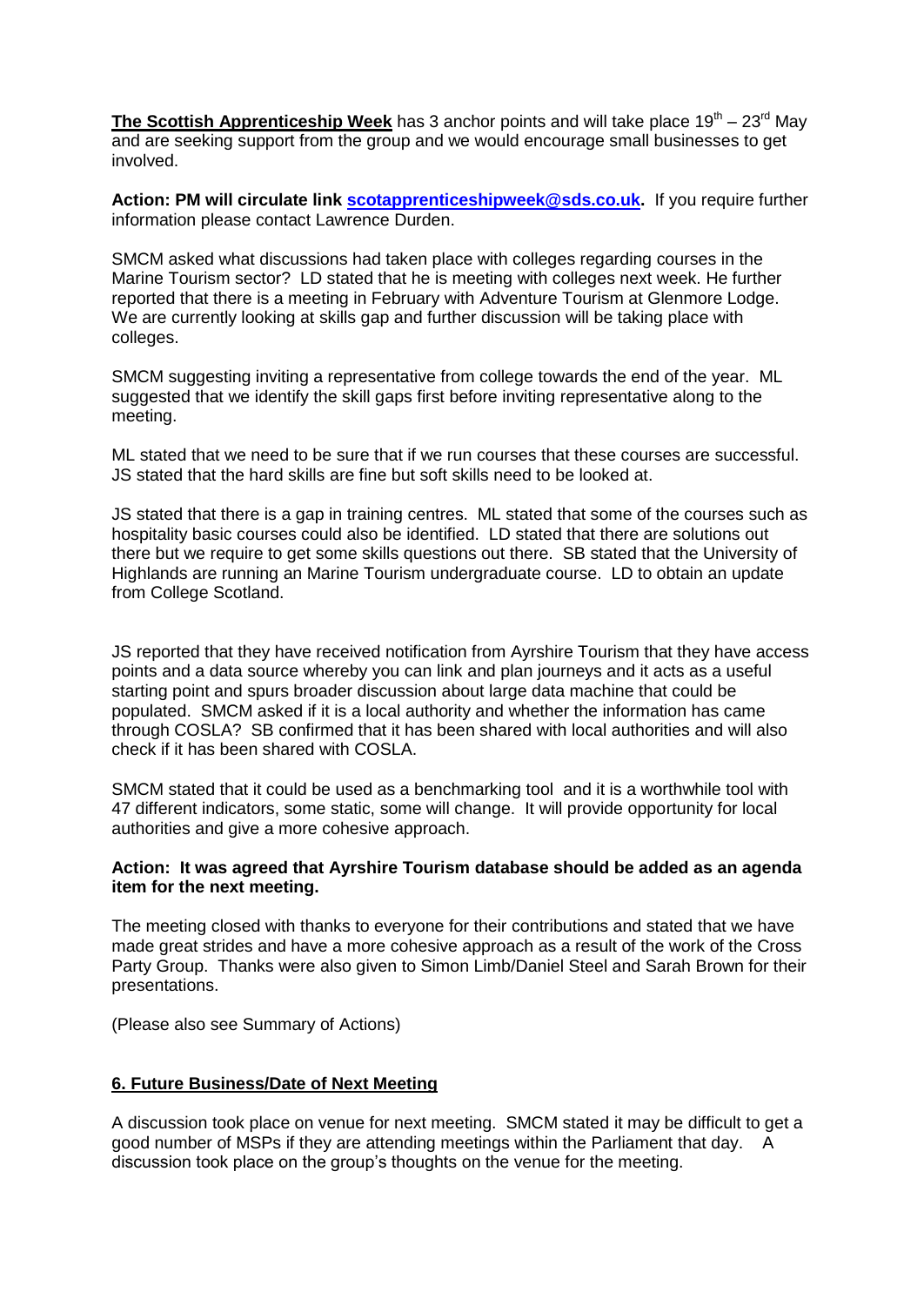**The Scottish Apprenticeship Week** has 3 anchor points and will take place 19th – 23rd May and are seeking support from the group and we would encourage small businesses to get involved.

**Action: PM will circulate link scotapprenticeshipweek@sds.co.uk.** If you require further information please contact Lawrence Durden.

SMCM asked what discussions had taken place with colleges regarding courses in the Marine Tourism sector? LD stated that he is meeting with colleges next week. He further reported that there is a meeting in February with Adventure Tourism at Glenmore Lodge. We are currently looking at skills gap and further discussion will be taking place with colleges.

SMCM suggesting inviting a representative from college towards the end of the year. ML suggested that we identify the skill gaps first before inviting representative along to the meeting.

ML stated that we need to be sure that if we run courses that these courses are successful. JS stated that the hard skills are fine but soft skills need to be looked at.

JS stated that there is a gap in training centres. ML stated that some of the courses such as hospitality basic courses could also be identified. LD stated that there are solutions out there but we require to get some skills questions out there. SB stated that the University of Highlands are running an Marine Tourism undergraduate course. LD to obtain an update from College Scotland.

JS reported that they have received notification from Ayrshire Tourism that they have access points and a data source whereby you can link and plan journeys and it acts as a useful starting point and spurs broader discussion about large data machine that could be populated. SMCM asked if it is a local authority and whether the information has came through COSLA? SB confirmed that it has been shared with local authorities and will also check if it has been shared with COSLA.

SMCM stated that it could be used as a benchmarking tool and it is a worthwhile tool with 47 different indicators, some static, some will change. It will provide opportunity for local authorities and give a more cohesive approach.

**Action: It was agreed that Ayrshire Tourism database should be added as an agenda item for the next meeting.**

The meeting closed with thanks to everyone for their contributions and stated that we have made great strides and have a more cohesive approach as a result of the work of the Cross Party Group. Thanks were also given to Simon Limb/Daniel Steel and Sarah Brown for their presentations.

(Please also see Summary of Actions)

## 6. Future Business/Date of Next Meeting

A discussion took place on venue for next meeting. SMCM stated it may be difficult to get a good number of MSPs if they are attending meetings within the Parliament that day. A discussion took place on the group's thoughts on the venue for the meeting.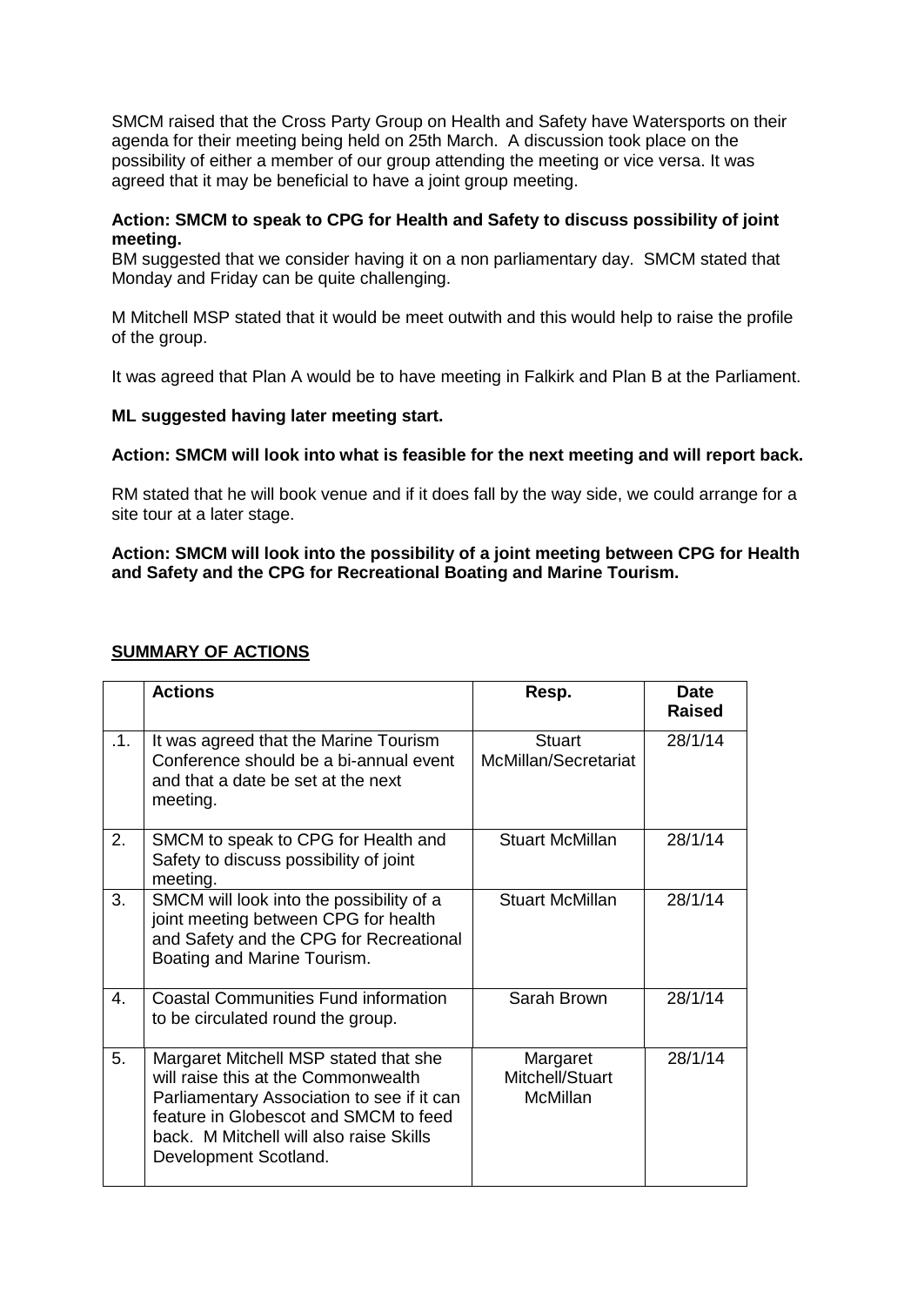SMCM raised that the Cross Party Group on Health and Safety have Watersports on their agenda for their meeting being held on 25th March. A discussion took place on the possibility of either a member of our group attending the meeting or vice versa. It was agreed that it may be beneficial to have a joint group meeting.

**Action: SMCM to speak to CPG for Health and Safety to discuss possibility of joint meeting.**

BM suggested that we consider having it on a non parliamentary day. SMCM stated that Monday and Friday can be quite challenging.

M Mitchell MSP stated that it would be meet outwith and this would help to raise the profile of the group.

It was agreed that Plan A would be to have meeting in Falkirk and Plan B at the Parliament.

**ML suggested having later meeting start.**

**Action: SMCM will look into what is feasible for the next meeting and will report back.**

RM stated that he will book venue and if it does fall by the way side, we could arrange for a site tour at a later stage.

**Action: SMCM will look into the possibility of a joint meeting between CPG for Health and Safety and the CPG for Recreational Boating and Marine Tourism.**

## SUMMARY OF ACTIONS

| | Actions | Resp. | Date Raised |
|---|---|---|---|
| .1. | It was agreed that the Marine Tourism Conference should be a bi-annual event and that a date be set at the next meeting. | Stuart McMillan/Secretariat | 28/1/14 |
| 2. | SMCM to speak to CPG for Health and Safety to discuss possibility of joint meeting. | Stuart McMillan | 28/1/14 |
| 3. | SMCM will look into the possibility of a joint meeting between CPG for health and Safety and the CPG for Recreational Boating and Marine Tourism. | Stuart McMillan | 28/1/14 |
| 4. | Coastal Communities Fund information to be circulated round the group. | Sarah Brown | 28/1/14 |
| 5. | Margaret Mitchell MSP stated that she will raise this at the Commonwealth Parliamentary Association to see if it can feature in Globescot and SMCM to feed back. M Mitchell will also raise Skills Development Scotland. | Margaret Mitchell/Stuart McMillan | 28/1/14 |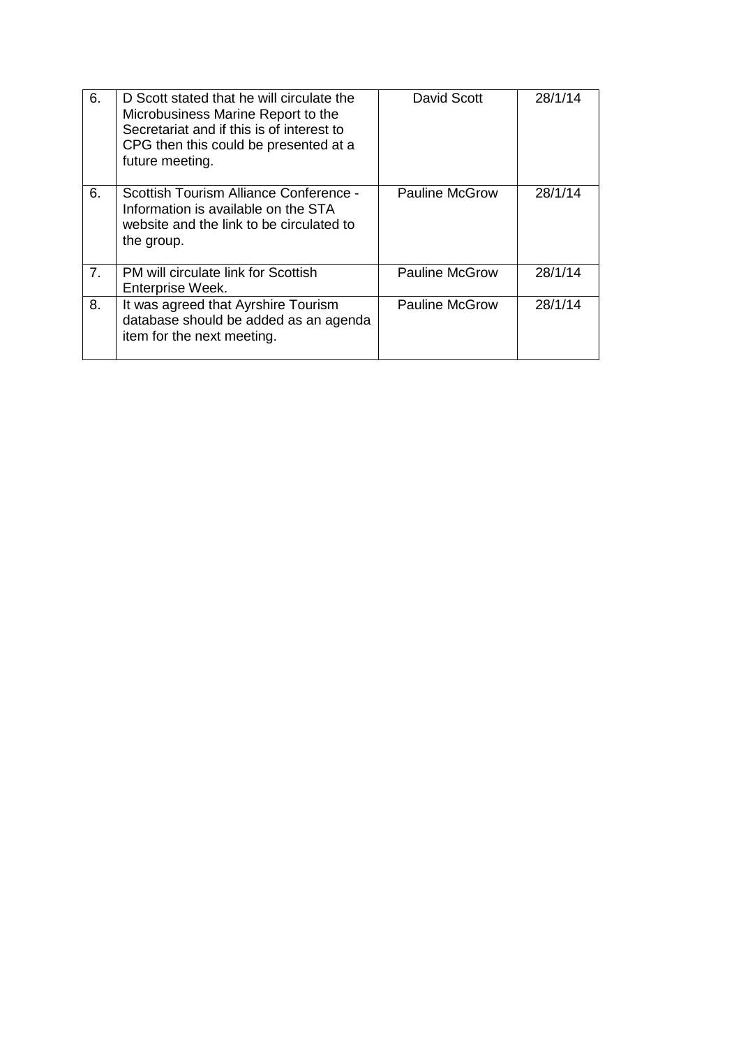| | | | |
|---|---|---|---|
| 6. | D Scott stated that he will circulate the Microbusiness Marine Report to the Secretariat and if this is of interest to CPG then this could be presented at a future meeting. | David Scott | 28/1/14 |
| 6. | Scottish Tourism Alliance Conference - Information is available on the STA website and the link to be circulated to the group. | Pauline McGrow | 28/1/14 |
| 7. | PM will circulate link for Scottish Enterprise Week. | Pauline McGrow | 28/1/14 |
| 8. | It was agreed that Ayrshire Tourism database should be added as an agenda item for the next meeting. | Pauline McGrow | 28/1/14 |